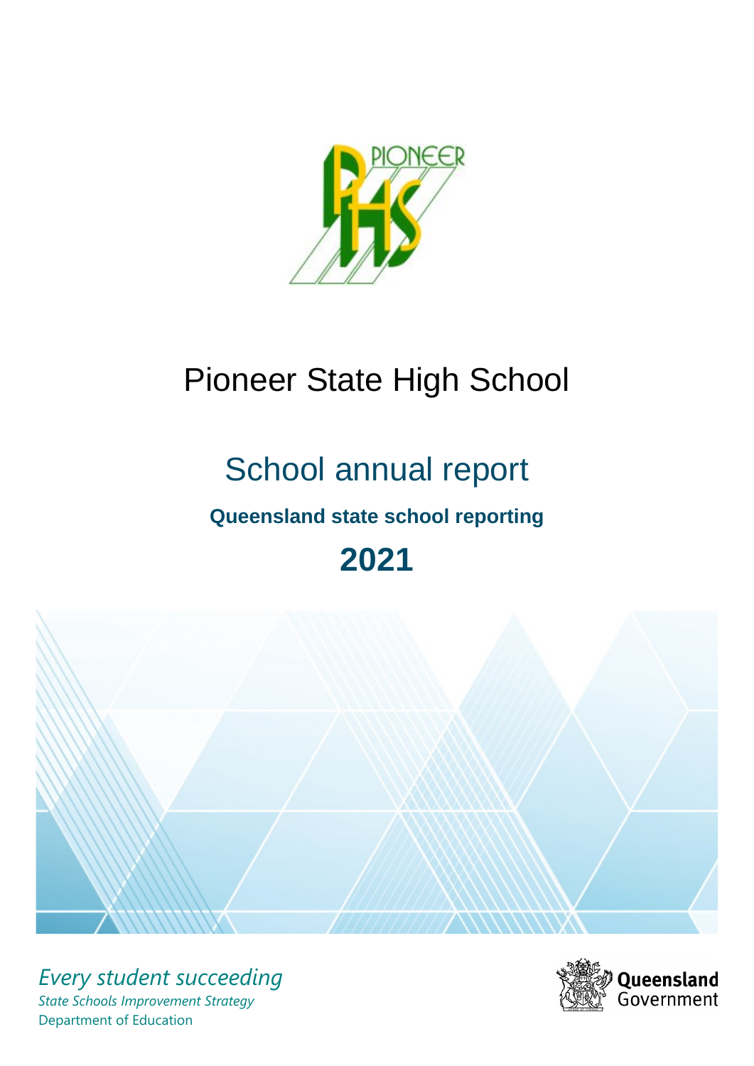# Pioneer State High School

## School annual report

**Queensland state school reporting**

**2021**

*Every student succeeding*

*State Schools Improvement Strategy*

Department of Education

Queensland Government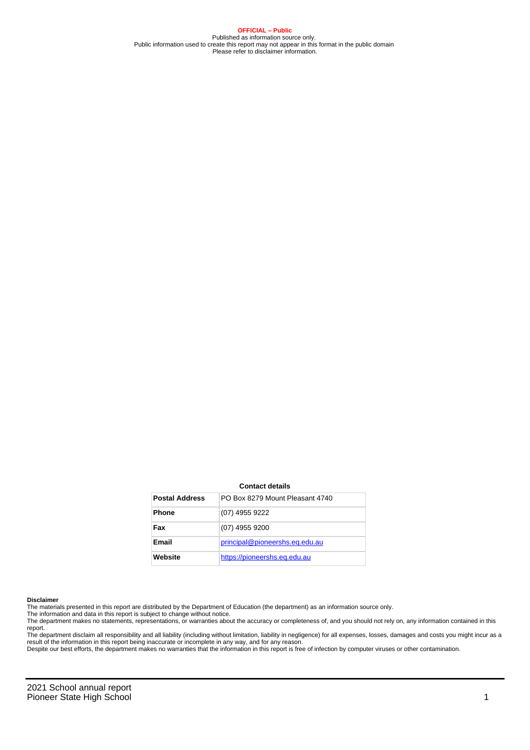**OFFICIAL – Public**
Published as information source only.
Public information used to create this report may not appear in this format in the public domain
Please refer to disclaimer information.

**Contact details**

| | |
|---|---|
| **Postal Address** | PO Box 8279 Mount Pleasant 4740 |
| **Phone** | (07) 4955 9222 |
| **Fax** | (07) 4955 9200 |
| **Email** | principal@pioneershs.eq.edu.au |
| **Website** | https://pioneershs.eq.edu.au |

**Disclaimer**
The materials presented in this report are distributed by the Department of Education (the department) as an information source only.
The information and data in this report is subject to change without notice.
The department makes no statements, representations, or warranties about the accuracy or completeness of, and you should not rely on, any information contained in this report.
The department disclaim all responsibility and all liability (including without limitation, liability in negligence) for all expenses, losses, damages and costs you might incur as a result of the information in this report being inaccurate or incomplete in any way, and for any reason.
Despite our best efforts, the department makes no warranties that the information in this report is free of infection by computer viruses or other contamination.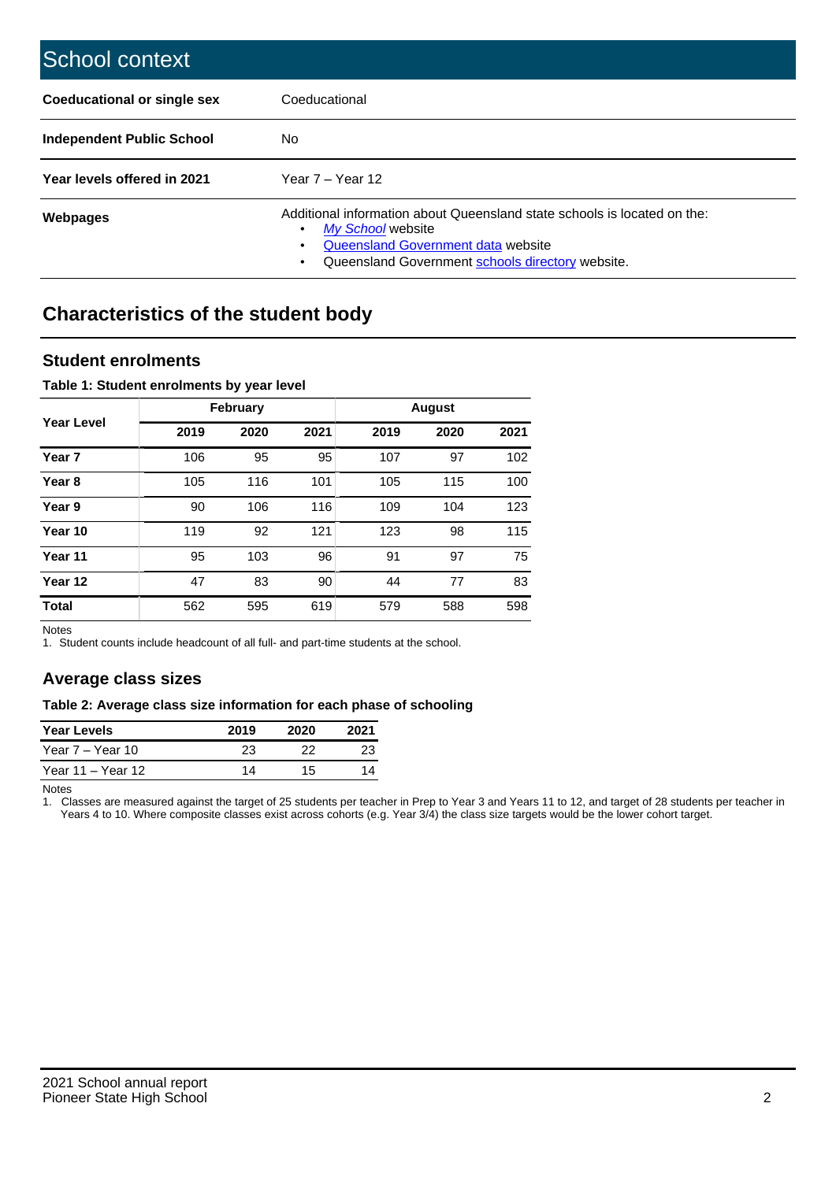# School context

| | |
|---|---|
| **Coeducational or single sex** | Coeducational |
| **Independent Public School** | No |
| **Year levels offered in 2021** | Year 7 – Year 12 |
| **Webpages** | Additional information about Queensland state schools is located on the: • *My School* website • Queensland Government data website • Queensland Government schools directory website. |

## Characteristics of the student body

### Student enrolments

**Table 1: Student enrolments by year level**

| Year Level | February | | | August | | |
|---|---|---|---|---|---|---|
| | 2019 | 2020 | 2021 | 2019 | 2020 | 2021 |
| **Year 7** | 106 | 95 | 95 | 107 | 97 | 102 |
| **Year 8** | 105 | 116 | 101 | 105 | 115 | 100 |
| **Year 9** | 90 | 106 | 116 | 109 | 104 | 123 |
| **Year 10** | 119 | 92 | 121 | 123 | 98 | 115 |
| **Year 11** | 95 | 103 | 96 | 91 | 97 | 75 |
| **Year 12** | 47 | 83 | 90 | 44 | 77 | 83 |
| **Total** | 562 | 595 | 619 | 579 | 588 | 598 |

Notes

1. Student counts include headcount of all full- and part-time students at the school.

### Average class sizes

**Table 2: Average class size information for each phase of schooling**

| Year Levels | 2019 | 2020 | 2021 |
|---|---|---|---|
| Year 7 – Year 10 | 23 | 22 | 23 |
| Year 11 – Year 12 | 14 | 15 | 14 |

Notes

1. Classes are measured against the target of 25 students per teacher in Prep to Year 3 and Years 11 to 12, and target of 28 students per teacher in Years 4 to 10. Where composite classes exist across cohorts (e.g. Year 3/4) the class size targets would be the lower cohort target.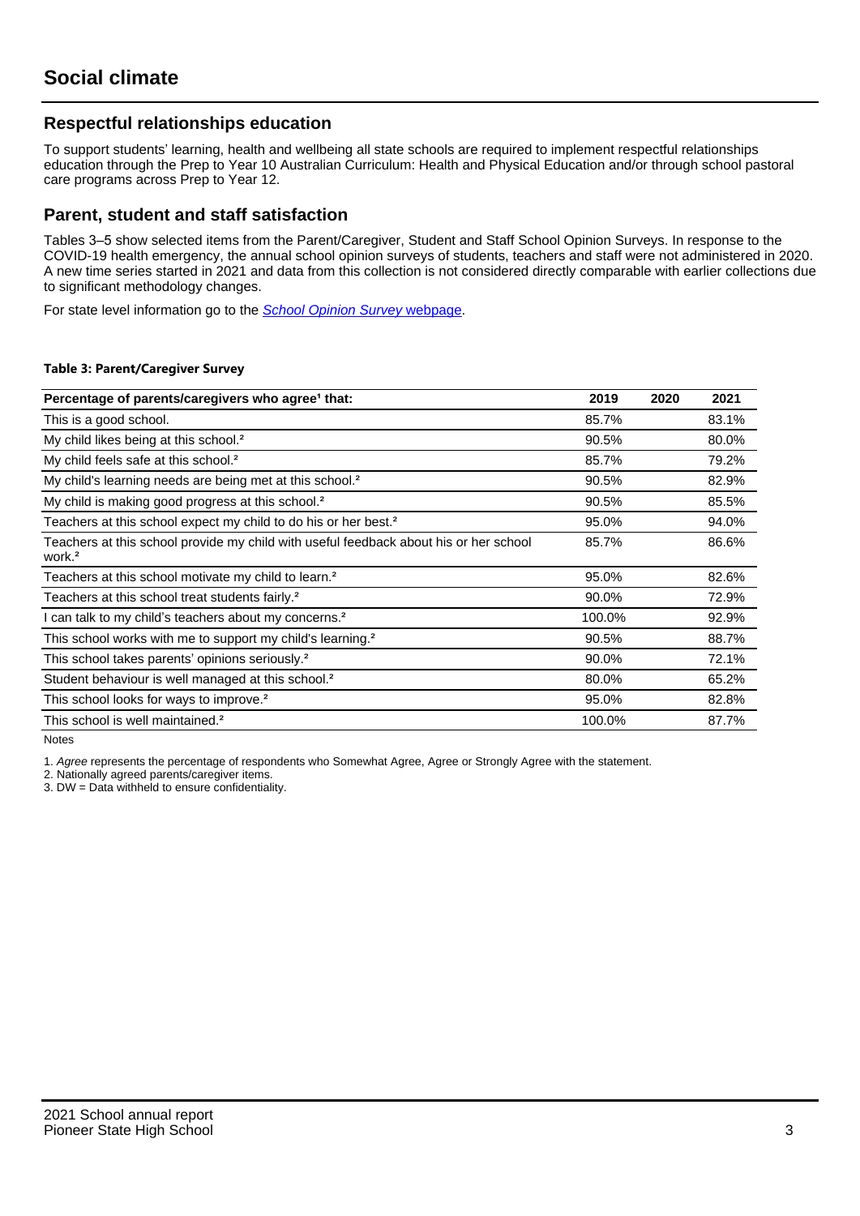# Social climate

## Respectful relationships education

To support students' learning, health and wellbeing all state schools are required to implement respectful relationships education through the Prep to Year 10 Australian Curriculum: Health and Physical Education and/or through school pastoral care programs across Prep to Year 12.

## Parent, student and staff satisfaction

Tables 3–5 show selected items from the Parent/Caregiver, Student and Staff School Opinion Surveys. In response to the COVID-19 health emergency, the annual school opinion surveys of students, teachers and staff were not administered in 2020. A new time series started in 2021 and data from this collection is not considered directly comparable with earlier collections due to significant methodology changes.

For state level information go to the *School Opinion Survey* webpage.

**Table 3: Parent/Caregiver Survey**

| Percentage of parents/caregivers who agree[1] that: | 2019 | 2020 | 2021 |
|---|---|---|---|
| This is a good school. | 85.7% | | 83.1% |
| My child likes being at this school.[2] | 90.5% | | 80.0% |
| My child feels safe at this school.[2] | 85.7% | | 79.2% |
| My child's learning needs are being met at this school.[2] | 90.5% | | 82.9% |
| My child is making good progress at this school.[2] | 90.5% | | 85.5% |
| Teachers at this school expect my child to do his or her best.[2] | 95.0% | | 94.0% |
| Teachers at this school provide my child with useful feedback about his or her school work.[2] | 85.7% | | 86.6% |
| Teachers at this school motivate my child to learn.[2] | 95.0% | | 82.6% |
| Teachers at this school treat students fairly.[2] | 90.0% | | 72.9% |
| I can talk to my child's teachers about my concerns.[2] | 100.0% | | 92.9% |
| This school works with me to support my child's learning.[2] | 90.5% | | 88.7% |
| This school takes parents' opinions seriously.[2] | 90.0% | | 72.1% |
| Student behaviour is well managed at this school.[2] | 80.0% | | 65.2% |
| This school looks for ways to improve.[2] | 95.0% | | 82.8% |
| This school is well maintained.[2] | 100.0% | | 87.7% |

Notes

1. *Agree* represents the percentage of respondents who Somewhat Agree, Agree or Strongly Agree with the statement.
2. Nationally agreed parents/caregiver items.
3. DW = Data withheld to ensure confidentiality.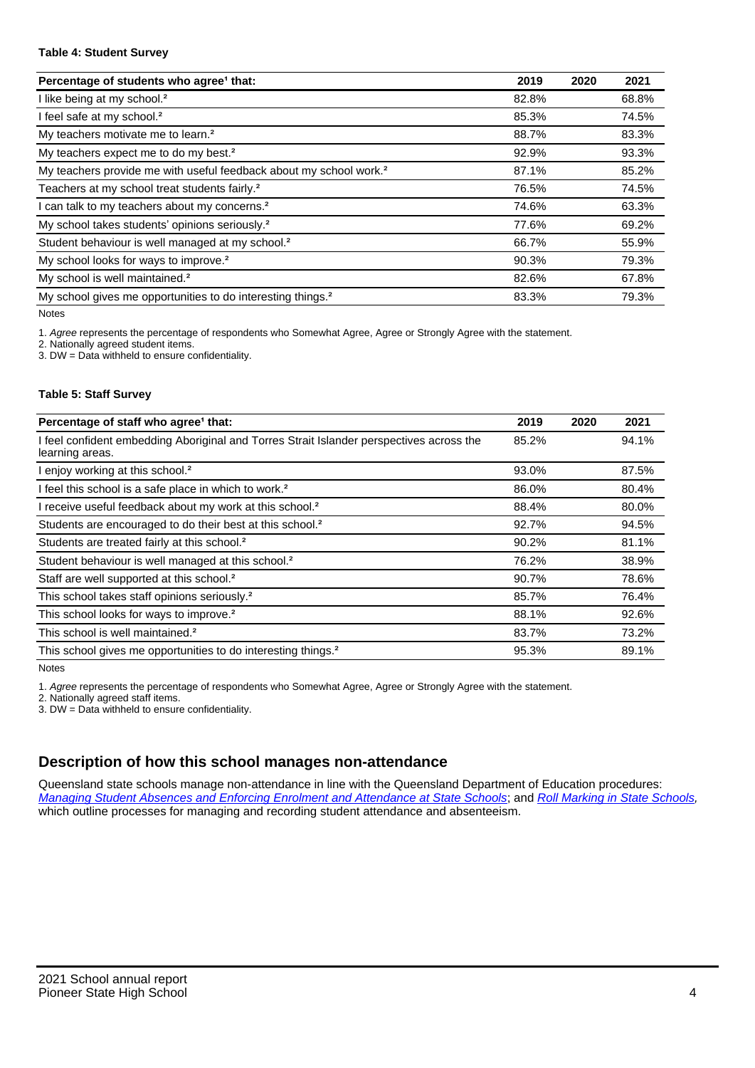**Table 4: Student Survey**

| Percentage of students who agree[1] that: | 2019 | 2020 | 2021 |
|---|---|---|---|
| I like being at my school.[2] | 82.8% | | 68.8% |
| I feel safe at my school.[2] | 85.3% | | 74.5% |
| My teachers motivate me to learn.[2] | 88.7% | | 83.3% |
| My teachers expect me to do my best.[2] | 92.9% | | 93.3% |
| My teachers provide me with useful feedback about my school work.[2] | 87.1% | | 85.2% |
| Teachers at my school treat students fairly.[2] | 76.5% | | 74.5% |
| I can talk to my teachers about my concerns.[2] | 74.6% | | 63.3% |
| My school takes students' opinions seriously.[2] | 77.6% | | 69.2% |
| Student behaviour is well managed at my school.[2] | 66.7% | | 55.9% |
| My school looks for ways to improve.[2] | 90.3% | | 79.3% |
| My school is well maintained.[2] | 82.6% | | 67.8% |
| My school gives me opportunities to do interesting things.[2] | 83.3% | | 79.3% |

Notes

1. *Agree* represents the percentage of respondents who Somewhat Agree, Agree or Strongly Agree with the statement.
2. Nationally agreed student items.
3. DW = Data withheld to ensure confidentiality.

**Table 5: Staff Survey**

| Percentage of staff who agree[1] that: | 2019 | 2020 | 2021 |
|---|---|---|---|
| I feel confident embedding Aboriginal and Torres Strait Islander perspectives across the learning areas. | 85.2% | | 94.1% |
| I enjoy working at this school.[2] | 93.0% | | 87.5% |
| I feel this school is a safe place in which to work.[2] | 86.0% | | 80.4% |
| I receive useful feedback about my work at this school.[2] | 88.4% | | 80.0% |
| Students are encouraged to do their best at this school.[2] | 92.7% | | 94.5% |
| Students are treated fairly at this school.[2] | 90.2% | | 81.1% |
| Student behaviour is well managed at this school.[2] | 76.2% | | 38.9% |
| Staff are well supported at this school.[2] | 90.7% | | 78.6% |
| This school takes staff opinions seriously.[2] | 85.7% | | 76.4% |
| This school looks for ways to improve.[2] | 88.1% | | 92.6% |
| This school is well maintained.[2] | 83.7% | | 73.2% |
| This school gives me opportunities to do interesting things.[2] | 95.3% | | 89.1% |

Notes

1. *Agree* represents the percentage of respondents who Somewhat Agree, Agree or Strongly Agree with the statement.
2. Nationally agreed staff items.
3. DW = Data withheld to ensure confidentiality.

## Description of how this school manages non-attendance

Queensland state schools manage non-attendance in line with the Queensland Department of Education procedures: *Managing Student Absences and Enforcing Enrolment and Attendance at State Schools*; and *Roll Marking in State Schools,* which outline processes for managing and recording student attendance and absenteeism.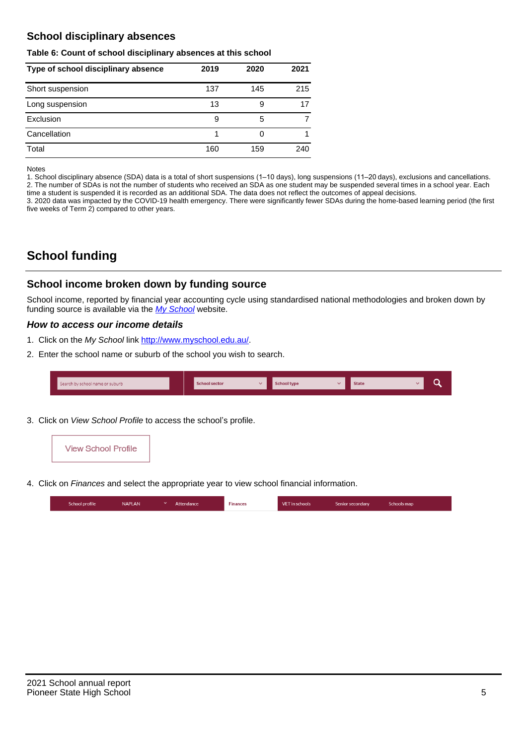## School disciplinary absences

**Table 6: Count of school disciplinary absences at this school**

| Type of school disciplinary absence | 2019 | 2020 | 2021 |
|---|---|---|---|
| Short suspension | 137 | 145 | 215 |
| Long suspension | 13 | 9 | 17 |
| Exclusion | 9 | 5 | 7 |
| Cancellation | 1 | 0 | 1 |
| Total | 160 | 159 | 240 |

Notes
1. School disciplinary absence (SDA) data is a total of short suspensions (1–10 days), long suspensions (11–20 days), exclusions and cancellations.
2. The number of SDAs is not the number of students who received an SDA as one student may be suspended several times in a school year. Each time a student is suspended it is recorded as an additional SDA. The data does not reflect the outcomes of appeal decisions.
3. 2020 data was impacted by the COVID-19 health emergency. There were significantly fewer SDAs during the home-based learning period (the first five weeks of Term 2) compared to other years.

# School funding

## School income broken down by funding source

School income, reported by financial year accounting cycle using standardised national methodologies and broken down by funding source is available via the *My School* website.

### *How to access our income details*

1. Click on the *My School* link http://www.myschool.edu.au/.
2. Enter the school name or suburb of the school you wish to search.

Search by school name or suburb | School sector | School type | State

3. Click on *View School Profile* to access the school's profile.

View School Profile

4. Click on *Finances* and select the appropriate year to view school financial information.

School profile | NAPLAN | Attendance | Finances | VET in schools | Senior secondary | Schools map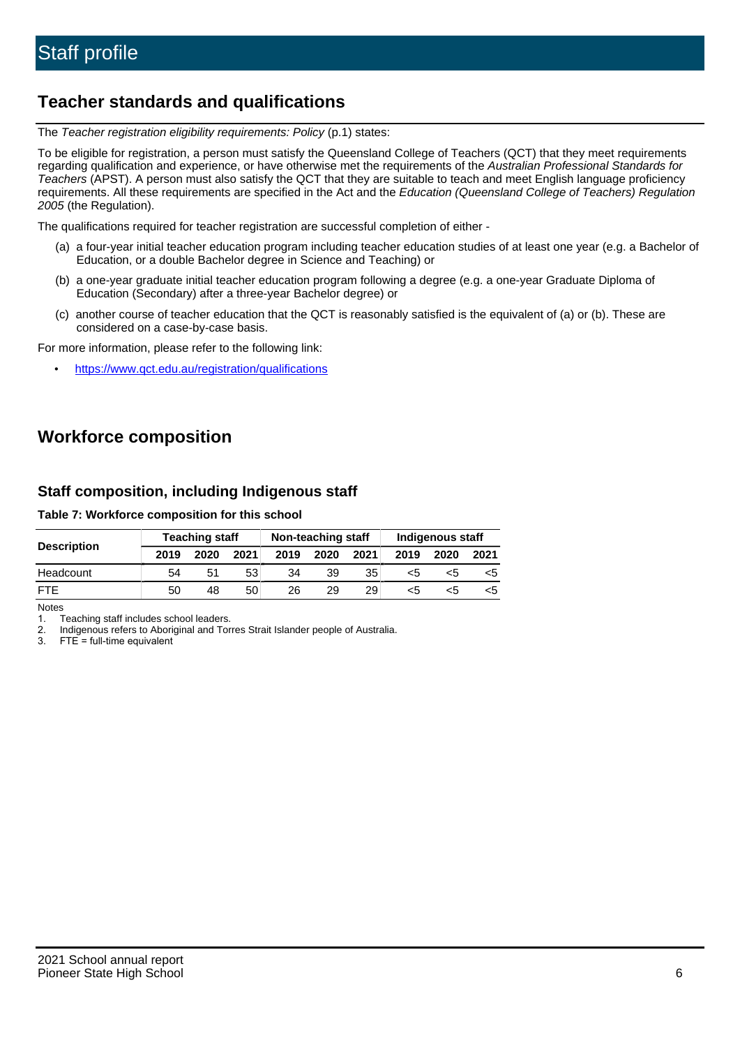# Staff profile

## Teacher standards and qualifications

The *Teacher registration eligibility requirements: Policy* (p.1) states:

To be eligible for registration, a person must satisfy the Queensland College of Teachers (QCT) that they meet requirements regarding qualification and experience, or have otherwise met the requirements of the *Australian Professional Standards for Teachers* (APST). A person must also satisfy the QCT that they are suitable to teach and meet English language proficiency requirements. All these requirements are specified in the Act and the *Education (Queensland College of Teachers) Regulation 2005* (the Regulation).

The qualifications required for teacher registration are successful completion of either -

(a) a four-year initial teacher education program including teacher education studies of at least one year (e.g. a Bachelor of Education, or a double Bachelor degree in Science and Teaching) or

(b) a one-year graduate initial teacher education program following a degree (e.g. a one-year Graduate Diploma of Education (Secondary) after a three-year Bachelor degree) or

(c) another course of teacher education that the QCT is reasonably satisfied is the equivalent of (a) or (b). These are considered on a case-by-case basis.

For more information, please refer to the following link:

- https://www.qct.edu.au/registration/qualifications

## Workforce composition

### Staff composition, including Indigenous staff

**Table 7: Workforce composition for this school**

| Description | Teaching staff | | | Non-teaching staff | | | Indigenous staff | | |
|---|---|---|---|---|---|---|---|---|---|
| | 2019 | 2020 | 2021 | 2019 | 2020 | 2021 | 2019 | 2020 | 2021 |
| Headcount | 54 | 51 | 53 | 34 | 39 | 35 | <5 | <5 | <5 |
| FTE | 50 | 48 | 50 | 26 | 29 | 29 | <5 | <5 | <5 |

Notes

1. Teaching staff includes school leaders.
2. Indigenous refers to Aboriginal and Torres Strait Islander people of Australia.
3. FTE = full-time equivalent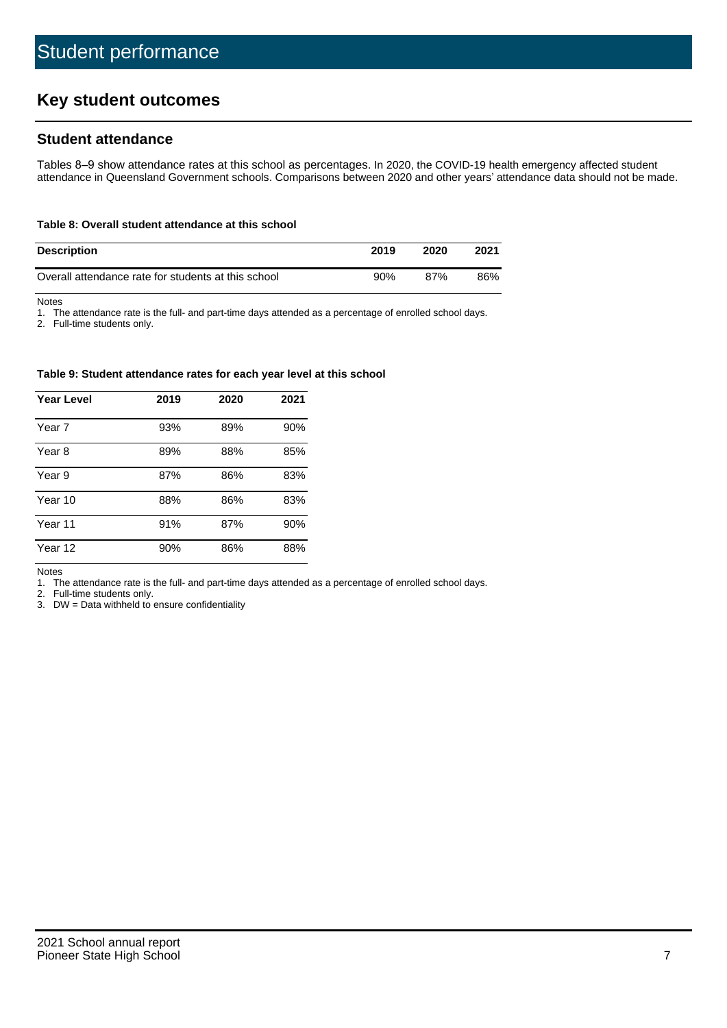# Student performance

## Key student outcomes

### Student attendance

Tables 8–9 show attendance rates at this school as percentages. In 2020, the COVID-19 health emergency affected student attendance in Queensland Government schools. Comparisons between 2020 and other years' attendance data should not be made.

**Table 8: Overall student attendance at this school**

| Description | 2019 | 2020 | 2021 |
|---|---|---|---|
| Overall attendance rate for students at this school | 90% | 87% | 86% |

Notes

1. The attendance rate is the full- and part-time days attended as a percentage of enrolled school days.
2. Full-time students only.

**Table 9: Student attendance rates for each year level at this school**

| Year Level | 2019 | 2020 | 2021 |
|---|---|---|---|
| Year 7 | 93% | 89% | 90% |
| Year 8 | 89% | 88% | 85% |
| Year 9 | 87% | 86% | 83% |
| Year 10 | 88% | 86% | 83% |
| Year 11 | 91% | 87% | 90% |
| Year 12 | 90% | 86% | 88% |

Notes

1. The attendance rate is the full- and part-time days attended as a percentage of enrolled school days.
2. Full-time students only.
3. DW = Data withheld to ensure confidentiality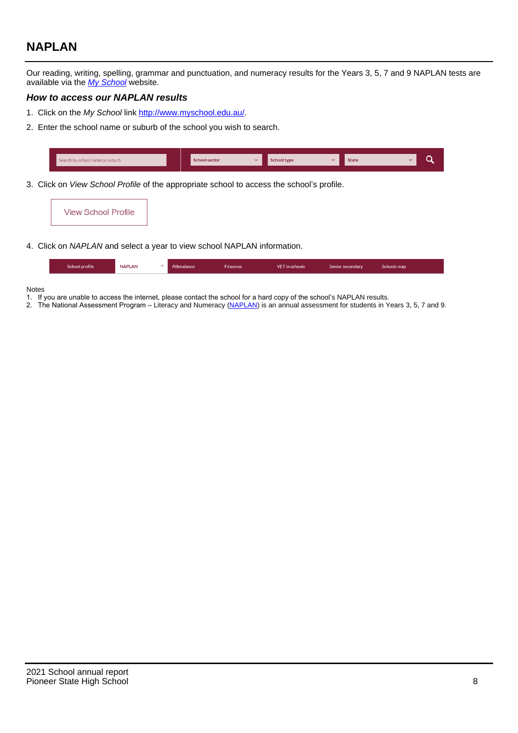## NAPLAN

Our reading, writing, spelling, grammar and punctuation, and numeracy results for the Years 3, 5, 7 and 9 NAPLAN tests are available via the *My School* website.

### *How to access our NAPLAN results*

1. Click on the *My School* link http://www.myschool.edu.au/.
2. Enter the school name or suburb of the school you wish to search.

Search by school name or suburb | School sector | School type | State

3. Click on *View School Profile* of the appropriate school to access the school's profile.

View School Profile

4. Click on *NAPLAN* and select a year to view school NAPLAN information.

School profile | NAPLAN | Attendance | Finances | VET in schools | Senior secondary | Schools map

Notes

1. If you are unable to access the internet, please contact the school for a hard copy of the school's NAPLAN results.
2. The National Assessment Program – Literacy and Numeracy (NAPLAN) is an annual assessment for students in Years 3, 5, 7 and 9.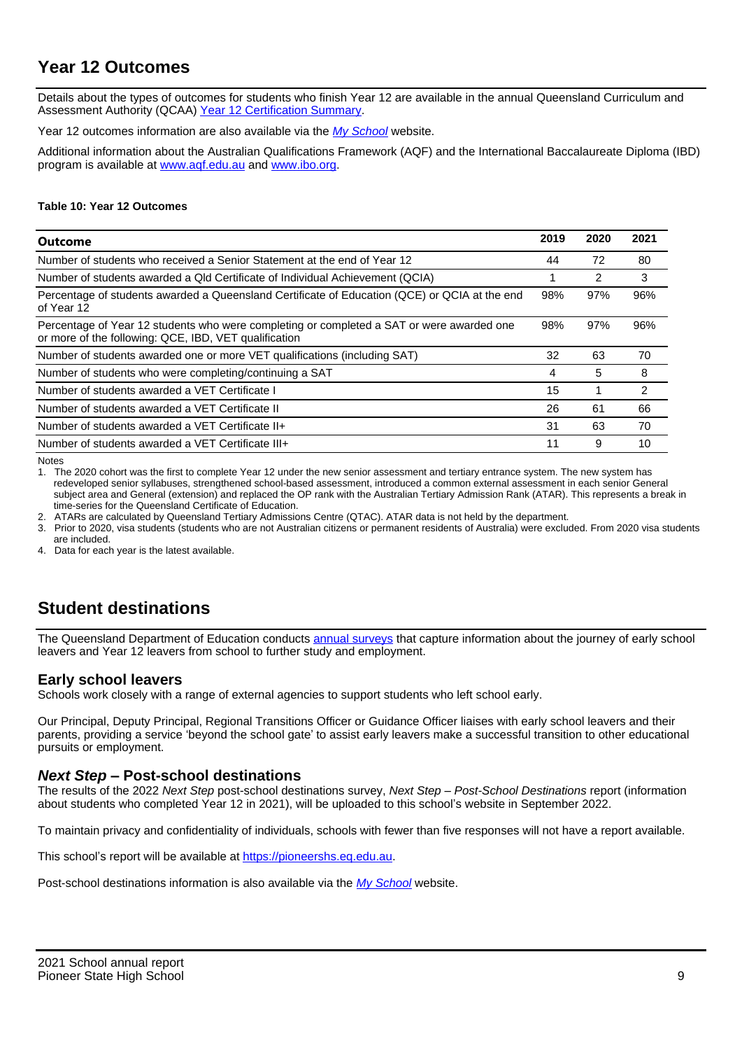## Year 12 Outcomes

Details about the types of outcomes for students who finish Year 12 are available in the annual Queensland Curriculum and Assessment Authority (QCAA) Year 12 Certification Summary.

Year 12 outcomes information are also available via the *My School* website.

Additional information about the Australian Qualifications Framework (AQF) and the International Baccalaureate Diploma (IBD) program is available at www.aqf.edu.au and www.ibo.org.

**Table 10: Year 12 Outcomes**

| Outcome | 2019 | 2020 | 2021 |
|---|---|---|---|
| Number of students who received a Senior Statement at the end of Year 12 | 44 | 72 | 80 |
| Number of students awarded a Qld Certificate of Individual Achievement (QCIA) | 1 | 2 | 3 |
| Percentage of students awarded a Queensland Certificate of Education (QCE) or QCIA at the end of Year 12 | 98% | 97% | 96% |
| Percentage of Year 12 students who were completing or completed a SAT or were awarded one or more of the following: QCE, IBD, VET qualification | 98% | 97% | 96% |
| Number of students awarded one or more VET qualifications (including SAT) | 32 | 63 | 70 |
| Number of students who were completing/continuing a SAT | 4 | 5 | 8 |
| Number of students awarded a VET Certificate I | 15 | 1 | 2 |
| Number of students awarded a VET Certificate II | 26 | 61 | 66 |
| Number of students awarded a VET Certificate II+ | 31 | 63 | 70 |
| Number of students awarded a VET Certificate III+ | 11 | 9 | 10 |

Notes

1. The 2020 cohort was the first to complete Year 12 under the new senior assessment and tertiary entrance system. The new system has redeveloped senior syllabuses, strengthened school-based assessment, introduced a common external assessment in each senior General subject area and General (extension) and replaced the OP rank with the Australian Tertiary Admission Rank (ATAR). This represents a break in time-series for the Queensland Certificate of Education.
2. ATARs are calculated by Queensland Tertiary Admissions Centre (QTAC). ATAR data is not held by the department.
3. Prior to 2020, visa students (students who are not Australian citizens or permanent residents of Australia) were excluded. From 2020 visa students are included.
4. Data for each year is the latest available.

## Student destinations

The Queensland Department of Education conducts annual surveys that capture information about the journey of early school leavers and Year 12 leavers from school to further study and employment.

### Early school leavers

Schools work closely with a range of external agencies to support students who left school early.

Our Principal, Deputy Principal, Regional Transitions Officer or Guidance Officer liaises with early school leavers and their parents, providing a service 'beyond the school gate' to assist early leavers make a successful transition to other educational pursuits or employment.

### *Next Step* – Post-school destinations

The results of the 2022 *Next Step* post-school destinations survey, *Next Step – Post-School Destinations* report (information about students who completed Year 12 in 2021), will be uploaded to this school's website in September 2022.

To maintain privacy and confidentiality of individuals, schools with fewer than five responses will not have a report available.

This school's report will be available at https://pioneershs.eq.edu.au.

Post-school destinations information is also available via the *My School* website.